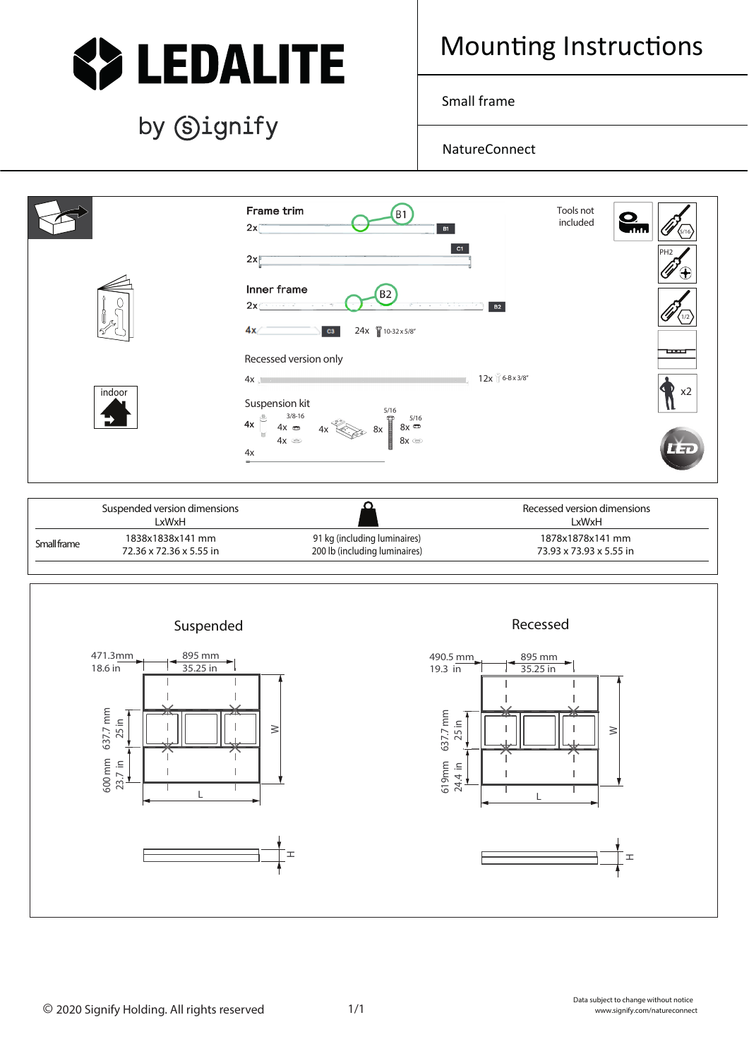# LEDALITE

by signify

# Mounting Instructions

Small frame

NatureConnect

**Frame trim**

2x B1

2x C1

**Inner frame**

2x B2

4x C3 24x 10-32 x 5/8"

Recessed version only

4x 12x 6-8 x 3/8"

Suspension kit

4x 3/8-16 4x 4x 4x 8x 5/16 8x 5/16 8x

4x

Tools not included

5/16

PH2

1/2

x2

indoor

| | Suspended version dimensions LxWxH | | Recessed version dimensions LxWxH |
|---|---|---|---|
| Small frame | 1838x1838x141 mm<br>72.36 x 72.36 x 5.55 in | 91 kg (including luminaires)<br>200 lb (including luminaires) | 1878x1878x141 mm<br>73.93 x 73.93 x 5.55 in |

## Suspended

471.3mm 18.6 in

895 mm 35.25 in

637.7 mm 25 in

600 mm 23.7 in

W

L

H

## Recessed

490.5 mm 19.3 in

895 mm 35.25 in

637.7 mm 25 in

619mm 24.4 in

W

L

H

© 2020 Signify Holding. All rights reserved

Data subject to change without notice
www.signify.com/natureconnect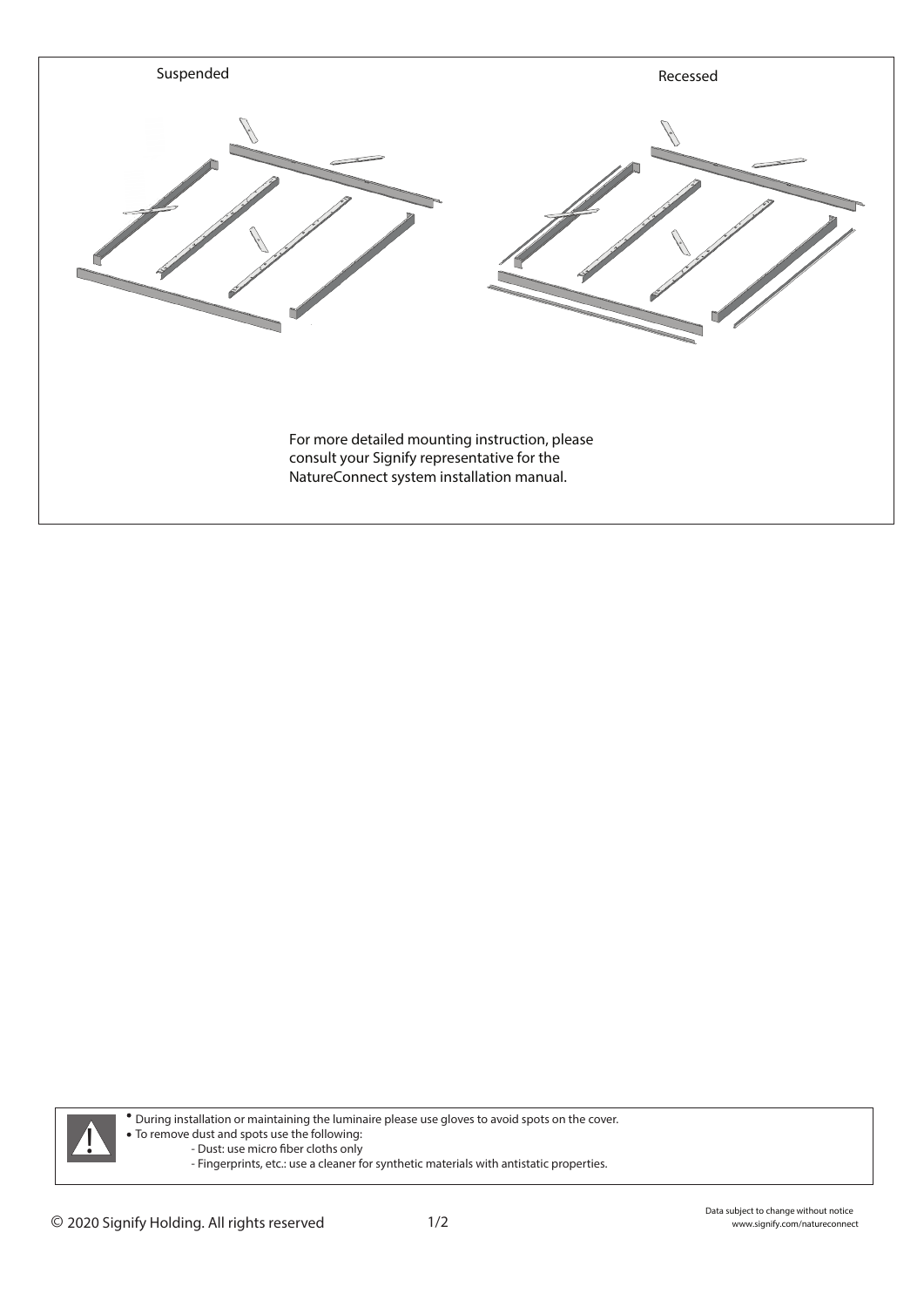Suspended

Recessed

For more detailed mounting instruction, please consult your Signify representative for the NatureConnect system installation manual.

- During installation or maintaining the luminaire please use gloves to avoid spots on the cover.
- To remove dust and spots use the following:
  - Dust: use micro fiber cloths only
  - Fingerprints, etc.: use a cleaner for synthetic materials with antistatic properties.

© 2020 Signify Holding. All rights reserved

Data subject to change without notice
www.signify.com/natureconnect